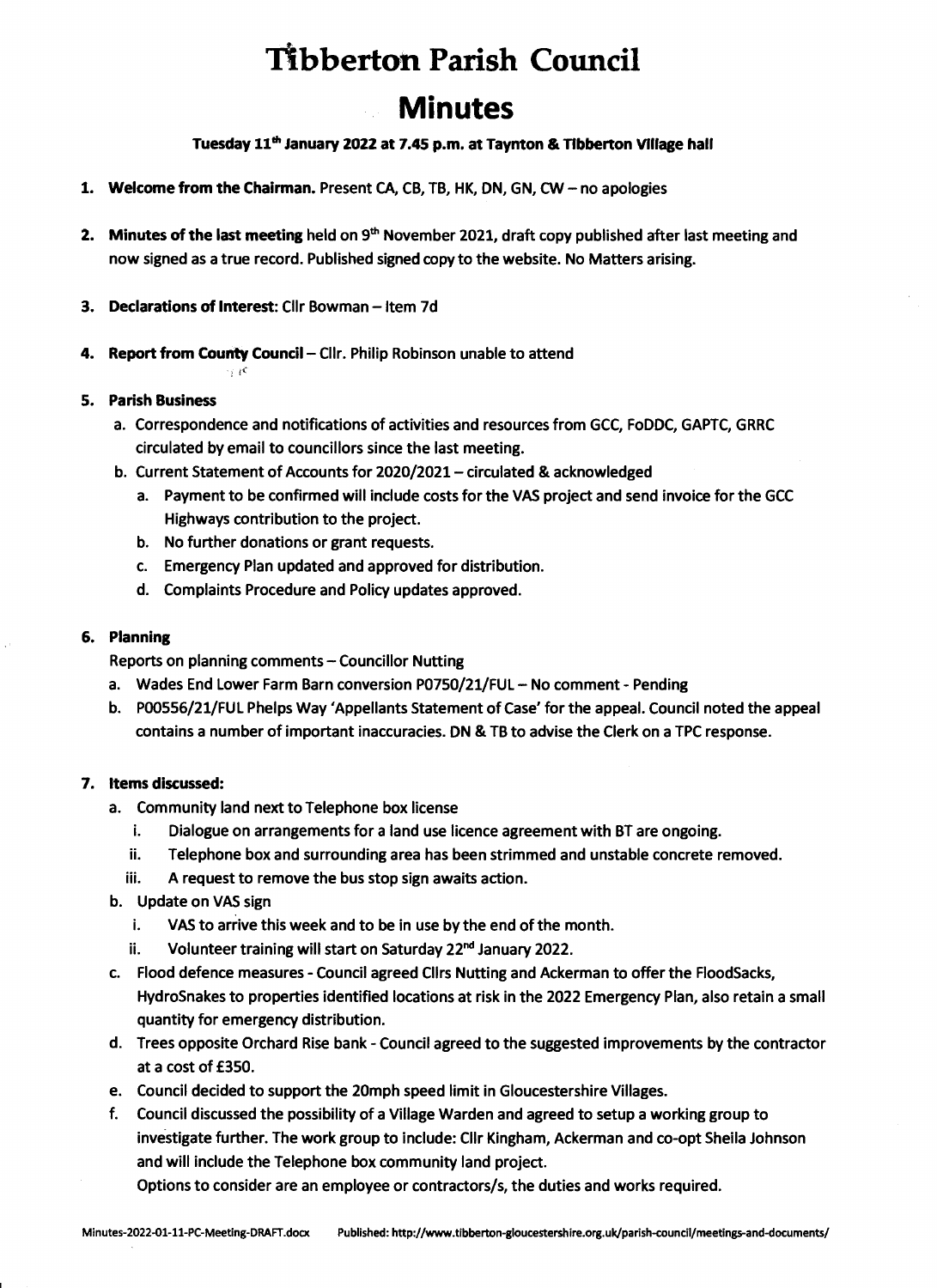# Tibberton Parish Council

# Minutes

**Tuesday 11th January 2022 at 7.45 p.m. at Taynton & Tibberton Village hall**

1. **Welcome from the Chairman.** Present CA, CB, TB, HK, DN, GN, CW – no apologies

2. **Minutes of the last meeting** held on 9th November 2021, draft copy published after last meeting and now signed as a true record. Published signed copy to the website. No Matters arising.

3. **Declarations of Interest:** Cllr Bowman – Item 7d

4. **Report from County Council** – Cllr. Philip Robinson unable to attend

5. **Parish Business**
   a. Correspondence and notifications of activities and resources from GCC, FoDDC, GAPTC, GRRC circulated by email to councillors since the last meeting.
   b. Current Statement of Accounts for 2020/2021 – circulated & acknowledged
      a. Payment to be confirmed will include costs for the VAS project and send invoice for the GCC Highways contribution to the project.
      b. No further donations or grant requests.
      c. Emergency Plan updated and approved for distribution.
      d. Complaints Procedure and Policy updates approved.

6. **Planning**
   Reports on planning comments – Councillor Nutting
   a. Wades End Lower Farm Barn conversion P0750/21/FUL – No comment - Pending
   b. P00556/21/FUL Phelps Way 'Appellants Statement of Case' for the appeal. Council noted the appeal contains a number of important inaccuracies. DN & TB to advise the Clerk on a TPC response.

7. **Items discussed:**
   a. Community land next to Telephone box license
      i. Dialogue on arrangements for a land use licence agreement with BT are ongoing.
      ii. Telephone box and surrounding area has been strimmed and unstable concrete removed.
      iii. A request to remove the bus stop sign awaits action.
   b. Update on VAS sign
      i. VAS to arrive this week and to be in use by the end of the month.
      ii. Volunteer training will start on Saturday 22nd January 2022.
   c. Flood defence measures - Council agreed Cllrs Nutting and Ackerman to offer the FloodSacks, HydroSnakes to properties identified locations at risk in the 2022 Emergency Plan, also retain a small quantity for emergency distribution.
   d. Trees opposite Orchard Rise bank - Council agreed to the suggested improvements by the contractor at a cost of £350.
   e. Council decided to support the 20mph speed limit in Gloucestershire Villages.
   f. Council discussed the possibility of a Village Warden and agreed to setup a working group to investigate further. The work group to include: Cllr Kingham, Ackerman and co-opt Sheila Johnson and will include the Telephone box community land project.
      Options to consider are an employee or contractors/s, the duties and works required.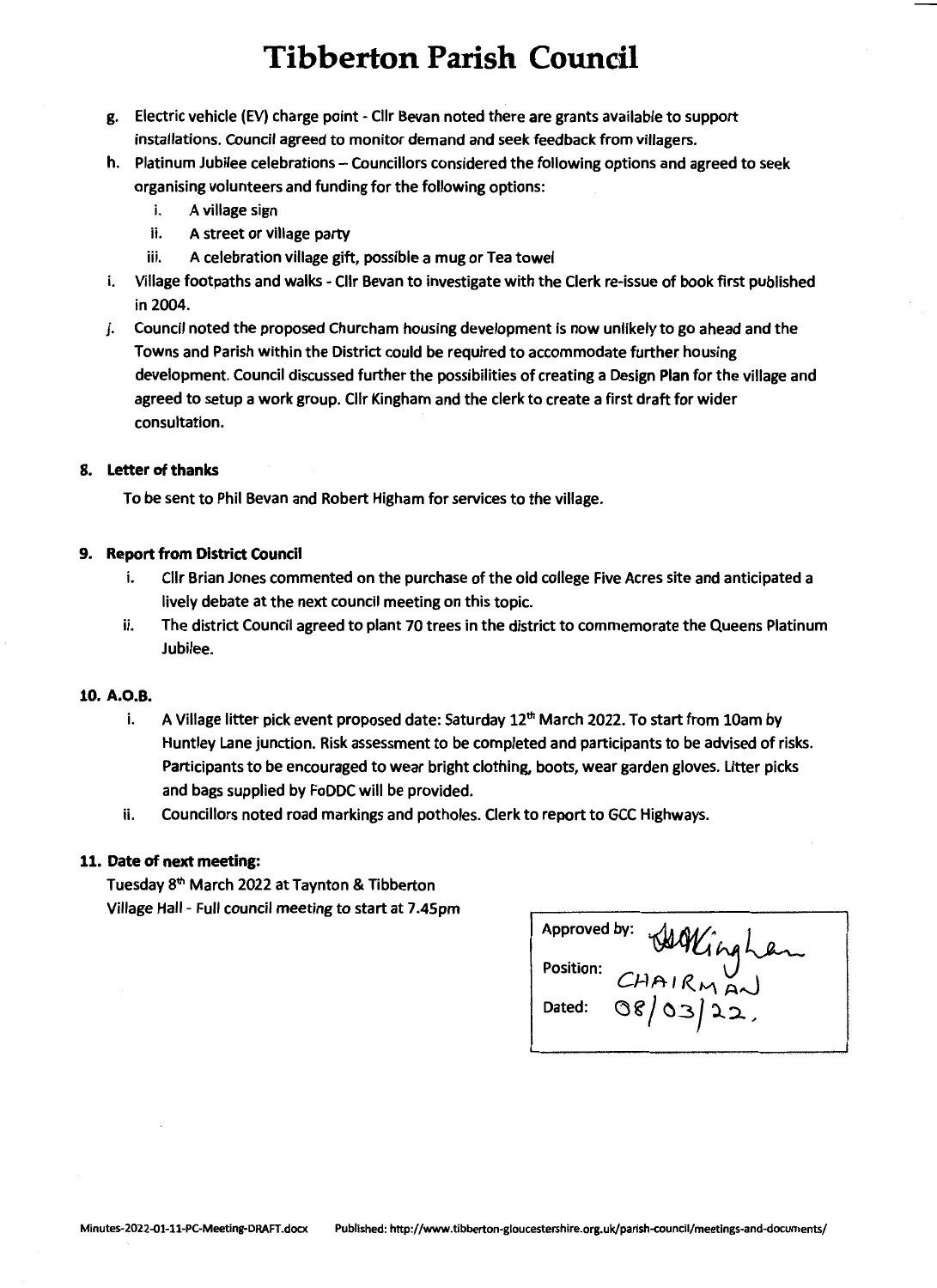# Tibberton Parish Council

g. Electric vehicle (EV) charge point - Cllr Bevan noted there are grants available to support installations. Council agreed to monitor demand and seek feedback from villagers.

h. Platinum Jubilee celebrations – Councillors considered the following options and agreed to seek organising volunteers and funding for the following options:

   i. A village sign
   
   ii. A street or village party
   
   iii. A celebration village gift, possible a mug or Tea towel

i. Village footpaths and walks - Cllr Bevan to investigate with the Clerk re-issue of book first published in 2004.

j. Council noted the proposed Churcham housing development is now unlikely to go ahead and the Towns and Parish within the District could be required to accommodate further housing development. Council discussed further the possibilities of creating a Design Plan for the village and agreed to setup a work group. Cllr Kingham and the clerk to create a first draft for wider consultation.

**8. Letter of thanks**

To be sent to Phil Bevan and Robert Higham for services to the village.

**9. Report from District Council**

i. Cllr Brian Jones commented on the purchase of the old college Five Acres site and anticipated a lively debate at the next council meeting on this topic.

ii. The district Council agreed to plant 70 trees in the district to commemorate the Queens Platinum Jubilee.

**10. A.O.B.**

i. A Village litter pick event proposed date: Saturday 12th March 2022. To start from 10am by Huntley Lane junction. Risk assessment to be completed and participants to be advised of risks. Participants to be encouraged to wear bright clothing, boots, wear garden gloves. Litter picks and bags supplied by FoDDC will be provided.

ii. Councillors noted road markings and potholes. Clerk to report to GCC Highways.

**11. Date of next meeting:**

Tuesday 8th March 2022 at Taynton & Tibberton Village Hall - Full council meeting to start at 7.45pm

Approved by: Kingham

Position: CHAIRMAN

Dated: 08/03/22.